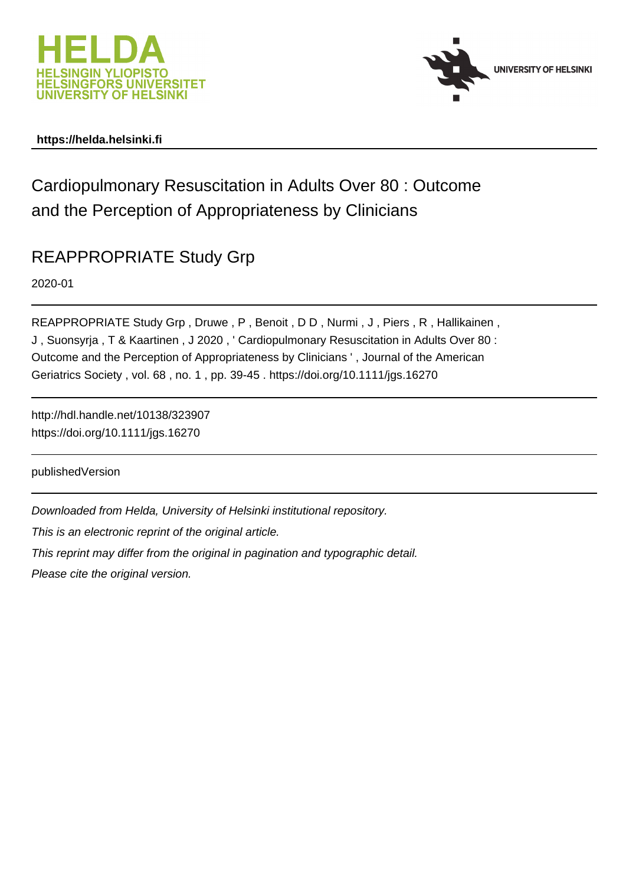HELDA
HELSINGIN YLIOPISTO
HELSINGFORS UNIVERSITET
UNIVERSITY OF HELSINKI

UNIVERSITY OF HELSINKI

**https://helda.helsinki.fi**

# Cardiopulmonary Resuscitation in Adults Over 80 : Outcome and the Perception of Appropriateness by Clinicians

## REAPPROPRIATE Study Grp

2020-01

REAPPROPRIATE Study Grp , Druwe , P , Benoit , D D , Nurmi , J , Piers , R , Hallikainen , J , Suonsyrja , T & Kaartinen , J 2020 , ' Cardiopulmonary Resuscitation in Adults Over 80 : Outcome and the Perception of Appropriateness by Clinicians ' , Journal of the American Geriatrics Society , vol. 68 , no. 1 , pp. 39-45 . https://doi.org/10.1111/jgs.16270

http://hdl.handle.net/10138/323907
https://doi.org/10.1111/jgs.16270

publishedVersion

*Downloaded from Helda, University of Helsinki institutional repository.*

*This is an electronic reprint of the original article.*

*This reprint may differ from the original in pagination and typographic detail.*

*Please cite the original version.*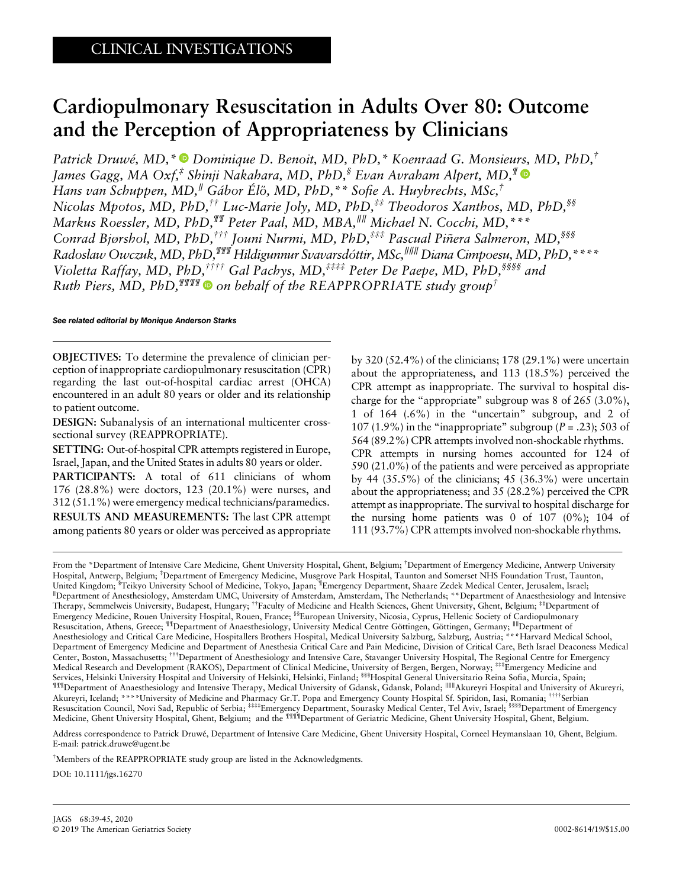CLINICAL INVESTIGATIONS

# Cardiopulmonary Resuscitation in Adults Over 80: Outcome and the Perception of Appropriateness by Clinicians

*Patrick Druwé, MD,[*] Dominique D. Benoit, MD, PhD,[*] Koenraad G. Monsieurs, MD, PhD,[†] James Gagg, MA Oxf,[‡] Shinji Nakahara, MD, PhD,[§] Evan Avraham Alpert, MD,[¶] Hans van Schuppen, MD,[‖] Gábor Élő, MD, PhD,[**] Sofie A. Huybrechts, MSc,[†] Nicolas Mpotos, MD, PhD,[††] Luc-Marie Joly, MD, PhD,[‡‡] Theodoros Xanthos, MD, PhD,[§§] Markus Roessler, MD, PhD,[¶¶] Peter Paal, MD, MBA,[‖‖] Michael N. Cocchi, MD,[***] Conrad Bjørshol, MD, PhD,[†††] Jouni Nurmi, MD, PhD,[‡‡‡] Pascual Piñera Salmeron, MD,[§§§] Radoslaw Owczuk, MD, PhD,[¶¶¶] Hildigunnur Svavarsdóttir, MSc,[‖‖‖] Diana Cimpoesu, MD, PhD,[****] Violetta Raffay, MD, PhD,[††††] Gal Pachys, MD,[‡‡‡‡] Peter De Paepe, MD, PhD,[§§§§] and Ruth Piers, MD, PhD,[¶¶¶¶] on behalf of the REAPPROPRIATE study group[†]*

***See related editorial by Monique Anderson Starks***

**OBJECTIVES:** To determine the prevalence of clinician perception of inappropriate cardiopulmonary resuscitation (CPR) regarding the last out-of-hospital cardiac arrest (OHCA) encountered in an adult 80 years or older and its relationship to patient outcome.

**DESIGN:** Subanalysis of an international multicenter cross-sectional survey (REAPPROPRIATE).

**SETTING:** Out-of-hospital CPR attempts registered in Europe, Israel, Japan, and the United States in adults 80 years or older.

**PARTICIPANTS:** A total of 611 clinicians of whom 176 (28.8%) were doctors, 123 (20.1%) were nurses, and 312 (51.1%) were emergency medical technicians/paramedics.

**RESULTS AND MEASUREMENTS:** The last CPR attempt among patients 80 years or older was perceived as appropriate by 320 (52.4%) of the clinicians; 178 (29.1%) were uncertain about the appropriateness, and 113 (18.5%) perceived the CPR attempt as inappropriate. The survival to hospital discharge for the "appropriate" subgroup was 8 of 265 (3.0%), 1 of 164 (.6%) in the "uncertain" subgroup, and 2 of 107 (1.9%) in the "inappropriate" subgroup ($P = .23$); 503 of 564 (89.2%) CPR attempts involved non-shockable rhythms. CPR attempts in nursing homes accounted for 124 of 590 (21.0%) of the patients and were perceived as appropriate by 44 (35.5%) of the clinicians; 45 (36.3%) were uncertain about the appropriateness; and 35 (28.2%) perceived the CPR attempt as inappropriate. The survival to hospital discharge for the nursing home patients was 0 of 107 (0%); 104 of 111 (93.7%) CPR attempts involved non-shockable rhythms.

From the *Department of Intensive Care Medicine, Ghent University Hospital, Ghent, Belgium; †Department of Emergency Medicine, Antwerp University Hospital, Antwerp, Belgium; ‡Department of Emergency Medicine, Musgrove Park Hospital, Taunton and Somerset NHS Foundation Trust, Taunton, United Kingdom; §Teikyo University School of Medicine, Tokyo, Japan; ¶Emergency Department, Shaare Zedek Medical Center, Jerusalem, Israel; ‖Department of Anesthesiology, Amsterdam UMC, University of Amsterdam, Amsterdam, The Netherlands; **Department of Anaesthesiology and Intensive Therapy, Semmelweis University, Budapest, Hungary; ††Faculty of Medicine and Health Sciences, Ghent University, Ghent, Belgium; ‡‡Department of Emergency Medicine, Rouen University Hospital, Rouen, France; §§European University, Nicosia, Cyprus, Hellenic Society of Cardiopulmonary Resuscitation, Athens, Greece; ¶¶Department of Anaesthesiology, University Medical Centre Göttingen, Göttingen, Germany; ‖‖Department of Anesthesiology and Critical Care Medicine, Hospitallers Brothers Hospital, Medical University Salzburg, Salzburg, Austria; ***Harvard Medical School, Department of Emergency Medicine and Department of Anesthesia Critical Care and Pain Medicine, Division of Critical Care, Beth Israel Deaconess Medical Center, Boston, Massachusetts; †††Department of Anesthesiology and Intensive Care, Stavanger University Hospital, The Regional Centre for Emergency Medical Research and Development (RAKOS), Department of Clinical Medicine, University of Bergen, Bergen, Norway; ‡‡‡Emergency Medicine and Services, Helsinki University Hospital and University of Helsinki, Helsinki, Finland; §§§Hospital General Universitario Reina Sofia, Murcia, Spain; ¶¶¶Department of Anaesthesiology and Intensive Therapy, Medical University of Gdansk, Gdansk, Poland; ‖‖‖Akureyri Hospital and University of Akureyri, Akureyri, Iceland; ****University of Medicine and Pharmacy Gr.T. Popa and Emergency County Hospital Sf. Spiridon, Iasi, Romania; ††††Serbian Resuscitation Council, Novi Sad, Republic of Serbia; ‡‡‡‡Emergency Department, Sourasky Medical Center, Tel Aviv, Israel; §§§§Department of Emergency Medicine, Ghent University Hospital, Ghent, Belgium; and the ¶¶¶¶Department of Geriatric Medicine, Ghent University Hospital, Ghent, Belgium.

Address correspondence to Patrick Druwé, Department of Intensive Care Medicine, Ghent University Hospital, Corneel Heymanslaan 10, Ghent, Belgium. E-mail: patrick.druwe@ugent.be

†Members of the REAPPROPRIATE study group are listed in the Acknowledgments.

DOI: 10.1111/jgs.16270

© 2019 The American Geriatrics Society 0002-8614/19/$15.00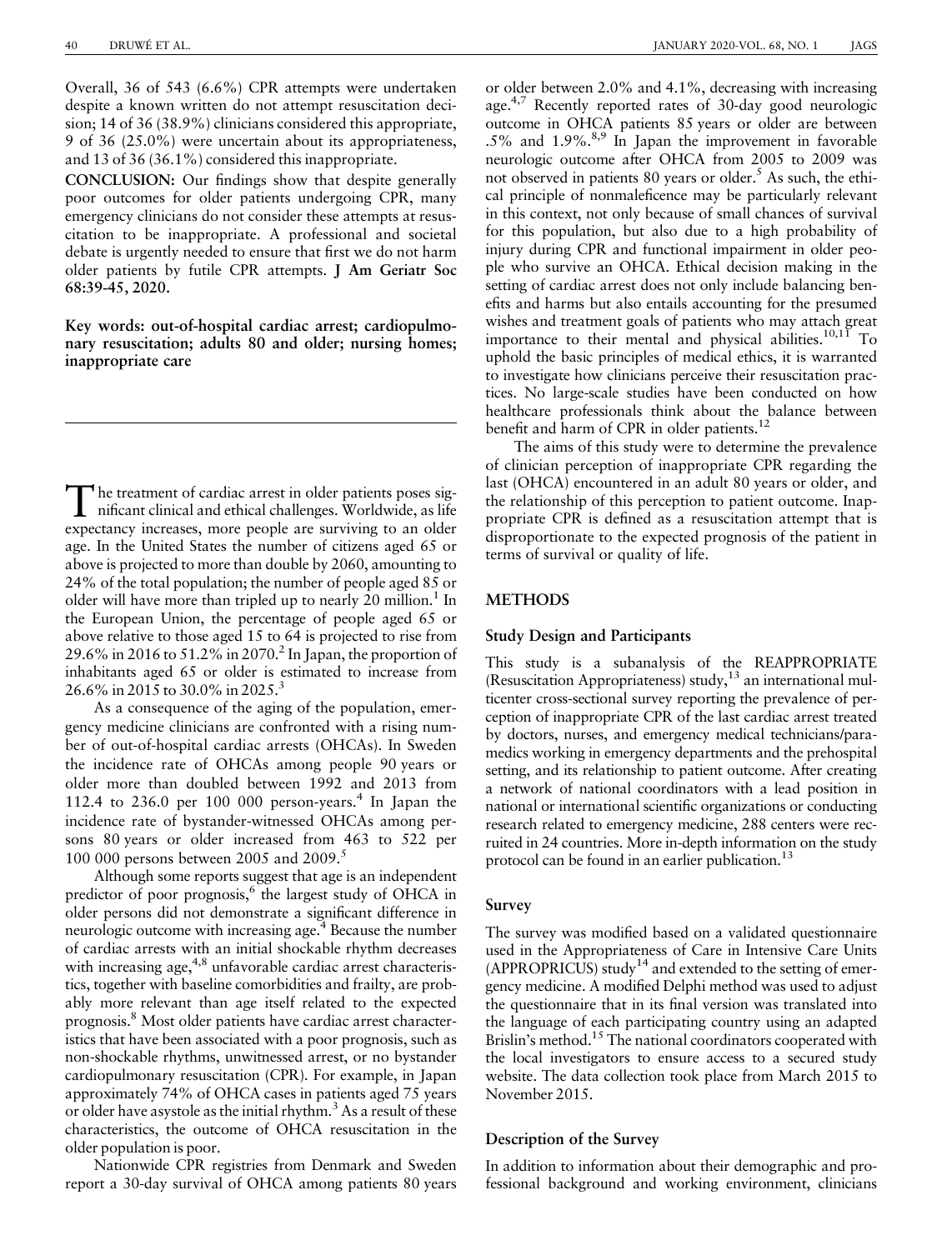Overall, 36 of 543 (6.6%) CPR attempts were undertaken despite a known written do not attempt resuscitation decision; 14 of 36 (38.9%) clinicians considered this appropriate, 9 of 36 (25.0%) were uncertain about its appropriateness, and 13 of 36 (36.1%) considered this inappropriate.

**CONCLUSION:** Our findings show that despite generally poor outcomes for older patients undergoing CPR, many emergency clinicians do not consider these attempts at resuscitation to be inappropriate. A professional and societal debate is urgently needed to ensure that first we do not harm older patients by futile CPR attempts. **J Am Geriatr Soc 68:39-45, 2020.**

**Key words: out-of-hospital cardiac arrest; cardiopulmonary resuscitation; adults 80 and older; nursing homes; inappropriate care**

The treatment of cardiac arrest in older patients poses significant clinical and ethical challenges. Worldwide, as life expectancy increases, more people are surviving to an older age. In the United States the number of citizens aged 65 or above is projected to more than double by 2060, amounting to 24% of the total population; the number of people aged 85 or older will have more than tripled up to nearly 20 million.[1] In the European Union, the percentage of people aged 65 or above relative to those aged 15 to 64 is projected to rise from 29.6% in 2016 to 51.2% in 2070.[2] In Japan, the proportion of inhabitants aged 65 or older is estimated to increase from 26.6% in 2015 to 30.0% in 2025.[3]

As a consequence of the aging of the population, emergency medicine clinicians are confronted with a rising number of out-of-hospital cardiac arrests (OHCAs). In Sweden the incidence rate of OHCAs among people 90 years or older more than doubled between 1992 and 2013 from 112.4 to 236.0 per 100 000 person-years.[4] In Japan the incidence rate of bystander-witnessed OHCAs among persons 80 years or older increased from 463 to 522 per 100 000 persons between 2005 and 2009.[5]

Although some reports suggest that age is an independent predictor of poor prognosis,[6] the largest study of OHCA in older persons did not demonstrate a significant difference in neurologic outcome with increasing age.[4] Because the number of cardiac arrests with an initial shockable rhythm decreases with increasing age,[4,8] unfavorable cardiac arrest characteristics, together with baseline comorbidities and frailty, are probably more relevant than age itself related to the expected prognosis.[8] Most older patients have cardiac arrest characteristics that have been associated with a poor prognosis, such as non-shockable rhythms, unwitnessed arrest, or no bystander cardiopulmonary resuscitation (CPR). For example, in Japan approximately 74% of OHCA cases in patients aged 75 years or older have asystole as the initial rhythm.[3] As a result of these characteristics, the outcome of OHCA resuscitation in the older population is poor.

Nationwide CPR registries from Denmark and Sweden report a 30-day survival of OHCA among patients 80 years or older between 2.0% and 4.1%, decreasing with increasing age.[4,7] Recently reported rates of 30-day good neurologic outcome in OHCA patients 85 years or older are between .5% and 1.9%.[8,9] In Japan the improvement in favorable neurologic outcome after OHCA from 2005 to 2009 was not observed in patients 80 years or older.[5] As such, the ethical principle of nonmaleficence may be particularly relevant in this context, not only because of small chances of survival for this population, but also due to a high probability of injury during CPR and functional impairment in older people who survive an OHCA. Ethical decision making in the setting of cardiac arrest does not only include balancing benefits and harms but also entails accounting for the presumed wishes and treatment goals of patients who may attach great importance to their mental and physical abilities.[10,11] To uphold the basic principles of medical ethics, it is warranted to investigate how clinicians perceive their resuscitation practices. No large-scale studies have been conducted on how healthcare professionals think about the balance between benefit and harm of CPR in older patients.[12]

The aims of this study were to determine the prevalence of clinician perception of inappropriate CPR regarding the last (OHCA) encountered in an adult 80 years or older, and the relationship of this perception to patient outcome. Inappropriate CPR is defined as a resuscitation attempt that is disproportionate to the expected prognosis of the patient in terms of survival or quality of life.

## METHODS

### Study Design and Participants

This study is a subanalysis of the REAPPROPRIATE (Resuscitation Appropriateness) study,[13] an international multicenter cross-sectional survey reporting the prevalence of perception of inappropriate CPR of the last cardiac arrest treated by doctors, nurses, and emergency medical technicians/paramedics working in emergency departments and the prehospital setting, and its relationship to patient outcome. After creating a network of national coordinators with a lead position in national or international scientific organizations or conducting research related to emergency medicine, 288 centers were recruited in 24 countries. More in-depth information on the study protocol can be found in an earlier publication.[13]

### Survey

The survey was modified based on a validated questionnaire used in the Appropriateness of Care in Intensive Care Units (APPROPRICUS) study[14] and extended to the setting of emergency medicine. A modified Delphi method was used to adjust the questionnaire that in its final version was translated into the language of each participating country using an adapted Brislin's method.[15] The national coordinators cooperated with the local investigators to ensure access to a secured study website. The data collection took place from March 2015 to November 2015.

### Description of the Survey

In addition to information about their demographic and professional background and working environment, clinicians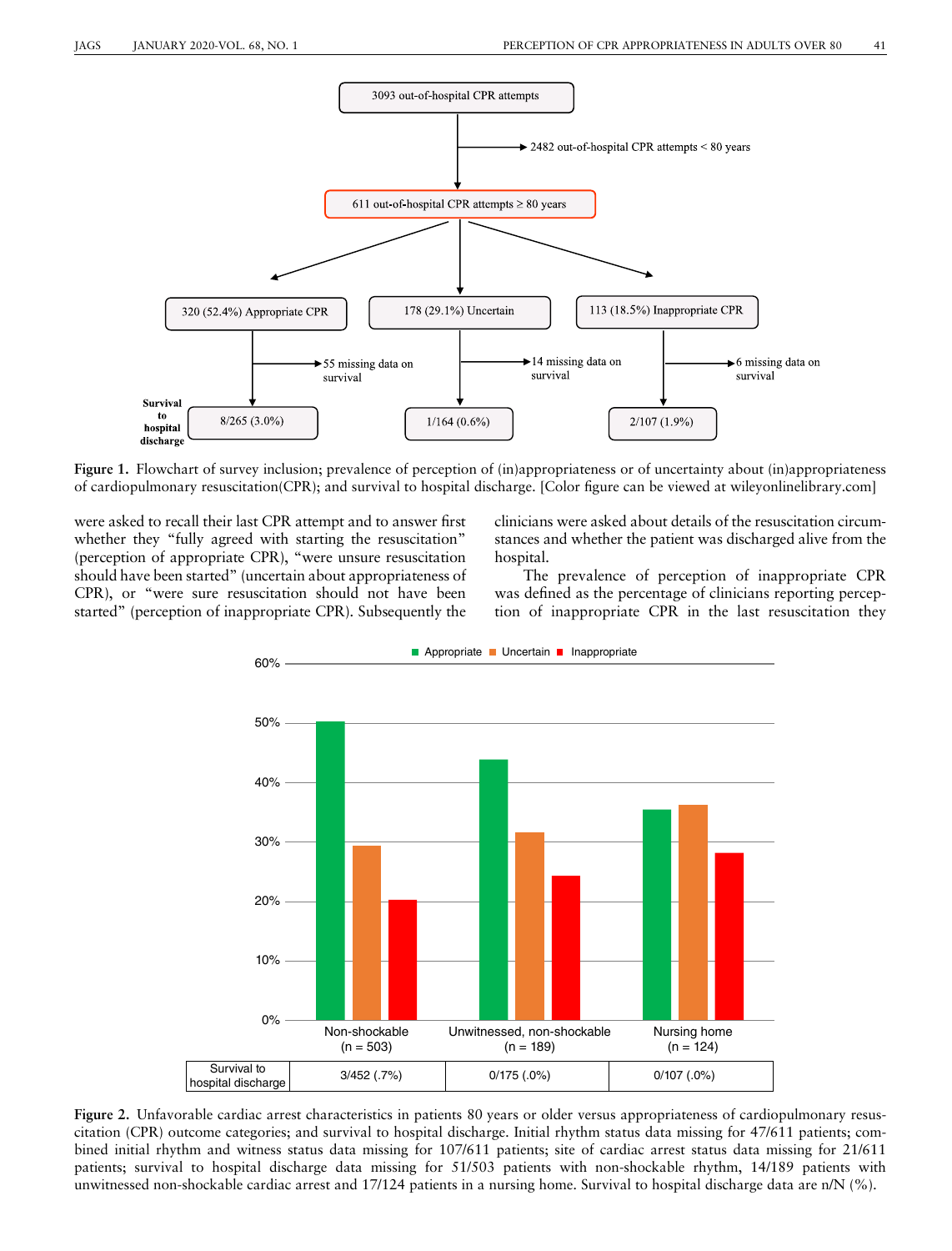3093 out-of-hospital CPR attempts

→ 2482 out-of-hospital CPR attempts < 80 years

611 out-of-hospital CPR attempts ≥ 80 years

| 320 (52.4%) Appropriate CPR | 178 (29.1%) Uncertain | 113 (18.5%) Inappropriate CPR |
|---|---|---|
| 55 missing data on survival | 14 missing data on survival | 6 missing data on survival |
| Survival to hospital discharge: 8/265 (3.0%) | 1/164 (0.6%) | 2/107 (1.9%) |

Figure 1. Flowchart of survey inclusion; prevalence of perception of (in)appropriateness or of uncertainty about (in)appropriateness of cardiopulmonary resuscitation(CPR); and survival to hospital discharge. [Color figure can be viewed at wileyonlinelibrary.com]

were asked to recall their last CPR attempt and to answer first whether they "fully agreed with starting the resuscitation" (perception of appropriate CPR), "were unsure resuscitation should have been started" (uncertain about appropriateness of CPR), or "were sure resuscitation should not have been started" (perception of inappropriate CPR). Subsequently the clinicians were asked about details of the resuscitation circumstances and whether the patient was discharged alive from the hospital.

The prevalence of perception of inappropriate CPR was defined as the percentage of clinicians reporting perception of inappropriate CPR in the last resuscitation they

| | Non-shockable (n = 503) | Unwitnessed, non-shockable (n = 189) | Nursing home (n = 124) |
|---|---|---|---|
| Survival to hospital discharge | 3/452 (.7%) | 0/175 (.0%) | 0/107 (.0%) |

Figure 2. Unfavorable cardiac arrest characteristics in patients 80 years or older versus appropriateness of cardiopulmonary resuscitation (CPR) outcome categories; and survival to hospital discharge. Initial rhythm status data missing for 47/611 patients; combined initial rhythm and witness status data missing for 107/611 patients; site of cardiac arrest status data missing for 21/611 patients; survival to hospital discharge data missing for 51/503 patients with non-shockable rhythm, 14/189 patients with unwitnessed non-shockable cardiac arrest and 17/124 patients in a nursing home. Survival to hospital discharge data are n/N (%).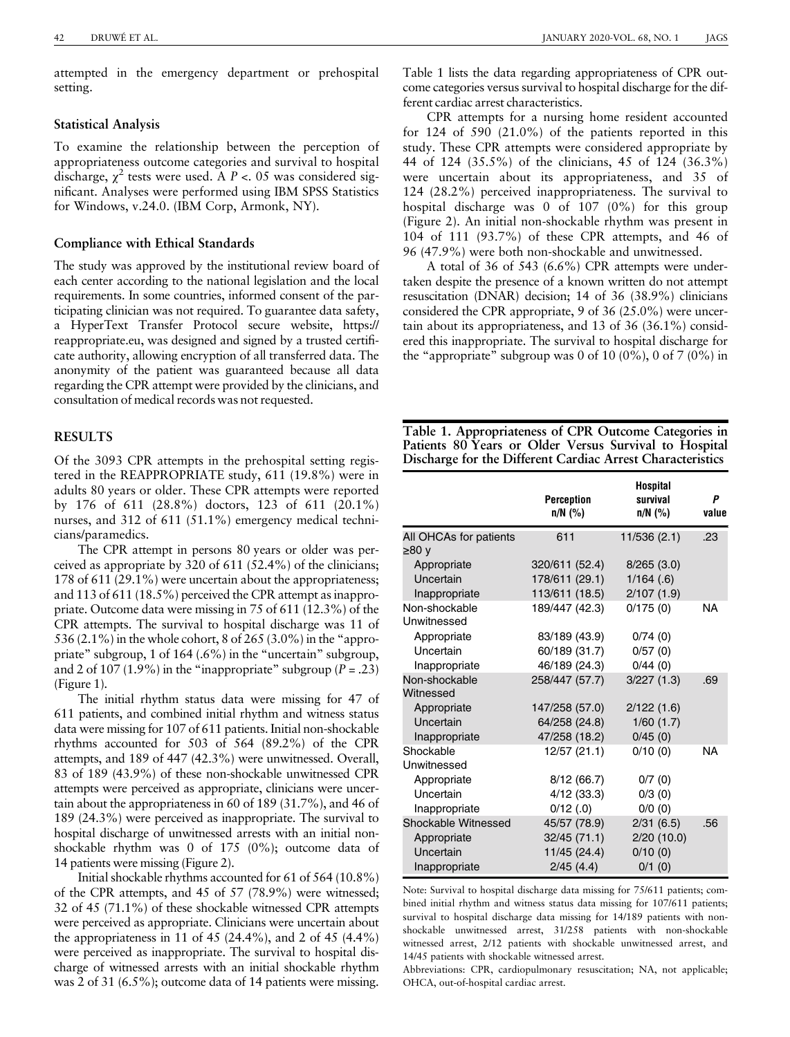attempted in the emergency department or prehospital setting.

### Statistical Analysis

To examine the relationship between the perception of appropriateness outcome categories and survival to hospital discharge, $\chi^2$ tests were used. A $P < .05$ was considered significant. Analyses were performed using IBM SPSS Statistics for Windows, v.24.0. (IBM Corp, Armonk, NY).

### Compliance with Ethical Standards

The study was approved by the institutional review board of each center according to the national legislation and the local requirements. In some countries, informed consent of the participating clinician was not required. To guarantee data safety, a HyperText Transfer Protocol secure website, https://reappropriate.eu, was designed and signed by a trusted certificate authority, allowing encryption of all transferred data. The anonymity of the patient was guaranteed because all data regarding the CPR attempt were provided by the clinicians, and consultation of medical records was not requested.

## RESULTS

Of the 3093 CPR attempts in the prehospital setting registered in the REAPPROPRIATE study, 611 (19.8%) were in adults 80 years or older. These CPR attempts were reported by 176 of 611 (28.8%) doctors, 123 of 611 (20.1%) nurses, and 312 of 611 (51.1%) emergency medical technicians/paramedics.

The CPR attempt in persons 80 years or older was perceived as appropriate by 320 of 611 (52.4%) of the clinicians; 178 of 611 (29.1%) were uncertain about the appropriateness; and 113 of 611 (18.5%) perceived the CPR attempt as inappropriate. Outcome data were missing in 75 of 611 (12.3%) of the CPR attempts. The survival to hospital discharge was 11 of 536 (2.1%) in the whole cohort, 8 of 265 (3.0%) in the "appropriate" subgroup, 1 of 164 (.6%) in the "uncertain" subgroup, and 2 of 107 (1.9%) in the "inappropriate" subgroup ($P = .23$) (Figure 1).

The initial rhythm status data were missing for 47 of 611 patients, and combined initial rhythm and witness status data were missing for 107 of 611 patients. Initial non-shockable rhythms accounted for 503 of 564 (89.2%) of the CPR attempts, and 189 of 447 (42.3%) were unwitnessed. Overall, 83 of 189 (43.9%) of these non-shockable unwitnessed CPR attempts were perceived as appropriate, clinicians were uncertain about the appropriateness in 60 of 189 (31.7%), and 46 of 189 (24.3%) were perceived as inappropriate. The survival to hospital discharge of unwitnessed arrests with an initial non-shockable rhythm was 0 of 175 (0%); outcome data of 14 patients were missing (Figure 2).

Initial shockable rhythms accounted for 61 of 564 (10.8%) of the CPR attempts, and 45 of 57 (78.9%) were witnessed; 32 of 45 (71.1%) of these shockable witnessed CPR attempts were perceived as appropriate. Clinicians were uncertain about the appropriateness in 11 of 45 (24.4%), and 2 of 45 (4.4%) were perceived as inappropriate. The survival to hospital discharge of witnessed arrests with an initial shockable rhythm was 2 of 31 (6.5%); outcome data of 14 patients were missing.

Table 1 lists the data regarding appropriateness of CPR outcome categories versus survival to hospital discharge for the different cardiac arrest characteristics.

CPR attempts for a nursing home resident accounted for 124 of 590 (21.0%) of the patients reported in this study. These CPR attempts were considered appropriate by 44 of 124 (35.5%) of the clinicians, 45 of 124 (36.3%) were uncertain about its appropriateness, and 35 of 124 (28.2%) perceived inappropriateness. The survival to hospital discharge was 0 of 107 (0%) for this group (Figure 2). An initial non-shockable rhythm was present in 104 of 111 (93.7%) of these CPR attempts, and 46 of 96 (47.9%) were both non-shockable and unwitnessed.

A total of 36 of 543 (6.6%) CPR attempts were undertaken despite the presence of a known written do not attempt resuscitation (DNAR) decision; 14 of 36 (38.9%) clinicians considered the CPR appropriate, 9 of 36 (25.0%) were uncertain about its appropriateness, and 13 of 36 (36.1%) considered this inappropriate. The survival to hospital discharge for the "appropriate" subgroup was 0 of 10 (0%), 0 of 7 (0%) in

**Table 1. Appropriateness of CPR Outcome Categories in Patients 80 Years or Older Versus Survival to Hospital Discharge for the Different Cardiac Arrest Characteristics**

| | Perception n/N (%) | Hospital survival n/N (%) | P value |
|---|---|---|---|
| All OHCAs for patients ≥80 y | 611 | 11/536 (2.1) | .23 |
| Appropriate | 320/611 (52.4) | 8/265 (3.0) | |
| Uncertain | 178/611 (29.1) | 1/164 (.6) | |
| Inappropriate | 113/611 (18.5) | 2/107 (1.9) | |
| Non-shockable Unwitnessed | 189/447 (42.3) | 0/175 (0) | NA |
| Appropriate | 83/189 (43.9) | 0/74 (0) | |
| Uncertain | 60/189 (31.7) | 0/57 (0) | |
| Inappropriate | 46/189 (24.3) | 0/44 (0) | |
| Non-shockable Witnessed | 258/447 (57.7) | 3/227 (1.3) | .69 |
| Appropriate | 147/258 (57.0) | 2/122 (1.6) | |
| Uncertain | 64/258 (24.8) | 1/60 (1.7) | |
| Inappropriate | 47/258 (18.2) | 0/45 (0) | |
| Shockable Unwitnessed | 12/57 (21.1) | 0/10 (0) | NA |
| Appropriate | 8/12 (66.7) | 0/7 (0) | |
| Uncertain | 4/12 (33.3) | 0/3 (0) | |
| Inappropriate | 0/12 (.0) | 0/0 (0) | |
| Shockable Witnessed | 45/57 (78.9) | 2/31 (6.5) | .56 |
| Appropriate | 32/45 (71.1) | 2/20 (10.0) | |
| Uncertain | 11/45 (24.4) | 0/10 (0) | |
| Inappropriate | 2/45 (4.4) | 0/1 (0) | |

Note: Survival to hospital discharge data missing for 75/611 patients; combined initial rhythm and witness status data missing for 107/611 patients; survival to hospital discharge data missing for 14/189 patients with non-shockable unwitnessed arrest, 31/258 patients with non-shockable witnessed arrest, 2/12 patients with shockable unwitnessed arrest, and 14/45 patients with shockable witnessed arrest.

Abbreviations: CPR, cardiopulmonary resuscitation; NA, not applicable; OHCA, out-of-hospital cardiac arrest.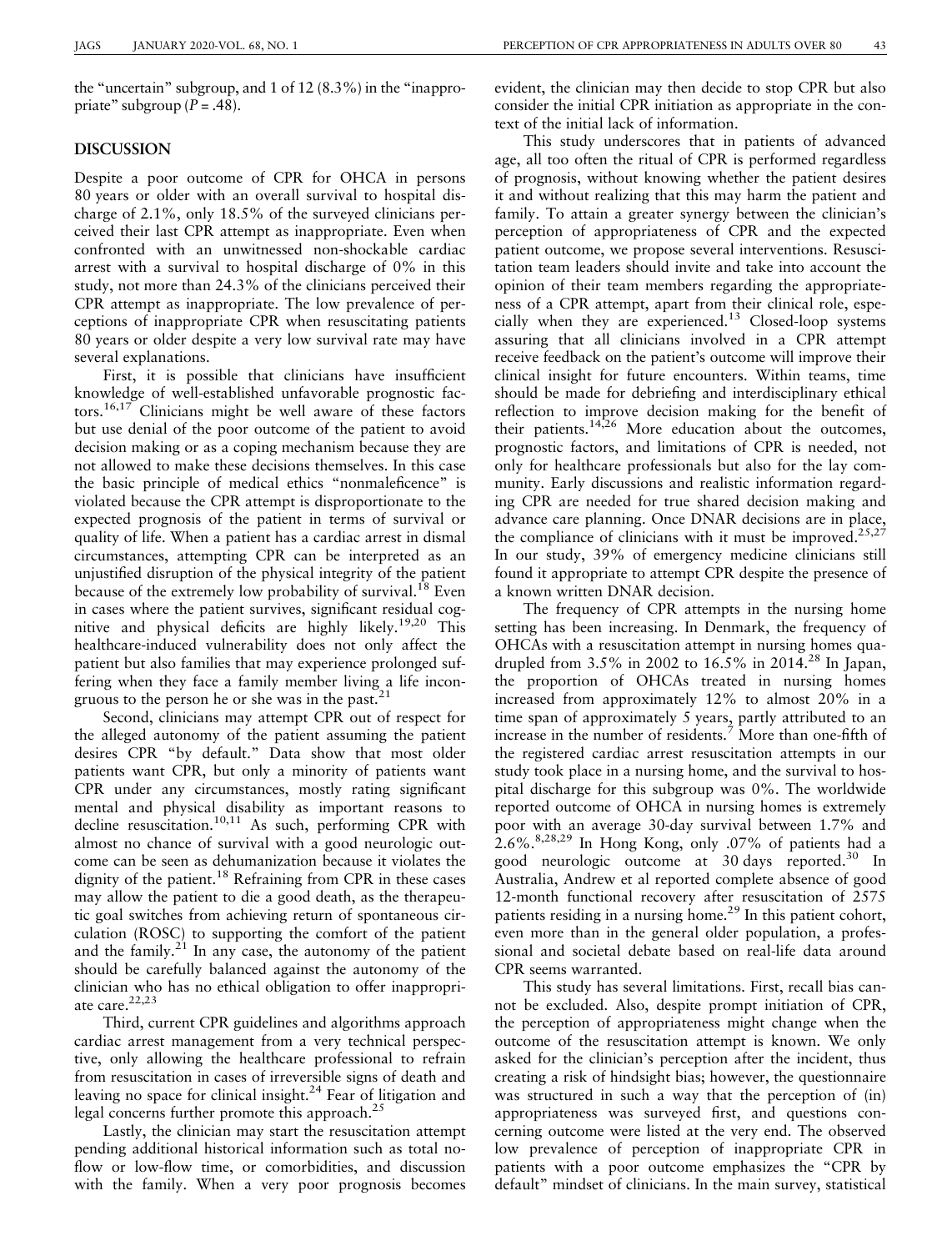the "uncertain" subgroup, and 1 of 12 (8.3%) in the "inappropriate" subgroup ($P = .48$).

## DISCUSSION

Despite a poor outcome of CPR for OHCA in persons 80 years or older with an overall survival to hospital discharge of 2.1%, only 18.5% of the surveyed clinicians perceived their last CPR attempt as inappropriate. Even when confronted with an unwitnessed non-shockable cardiac arrest with a survival to hospital discharge of 0% in this study, not more than 24.3% of the clinicians perceived their CPR attempt as inappropriate. The low prevalence of perceptions of inappropriate CPR when resuscitating patients 80 years or older despite a very low survival rate may have several explanations.

First, it is possible that clinicians have insufficient knowledge of well-established unfavorable prognostic factors.[16,17] Clinicians might be well aware of these factors but use denial of the poor outcome of the patient to avoid decision making or as a coping mechanism because they are not allowed to make these decisions themselves. In this case the basic principle of medical ethics "nonmaleficence" is violated because the CPR attempt is disproportionate to the expected prognosis of the patient in terms of survival or quality of life. When a patient has a cardiac arrest in dismal circumstances, attempting CPR can be interpreted as an unjustified disruption of the physical integrity of the patient because of the extremely low probability of survival.[18] Even in cases where the patient survives, significant residual cognitive and physical deficits are highly likely.[19,20] This healthcare-induced vulnerability does not only affect the patient but also families that may experience prolonged suffering when they face a family member living a life incongruous to the person he or she was in the past.[21]

Second, clinicians may attempt CPR out of respect for the alleged autonomy of the patient assuming the patient desires CPR "by default." Data show that most older patients want CPR, but only a minority of patients want CPR under any circumstances, mostly rating significant mental and physical disability as important reasons to decline resuscitation.[10,11] As such, performing CPR with almost no chance of survival with a good neurologic outcome can be seen as dehumanization because it violates the dignity of the patient.[18] Refraining from CPR in these cases may allow the patient to die a good death, as the therapeutic goal switches from achieving return of spontaneous circulation (ROSC) to supporting the comfort of the patient and the family.[21] In any case, the autonomy of the patient should be carefully balanced against the autonomy of the clinician who has no ethical obligation to offer inappropriate care.[22,23]

Third, current CPR guidelines and algorithms approach cardiac arrest management from a very technical perspective, only allowing the healthcare professional to refrain from resuscitation in cases of irreversible signs of death and leaving no space for clinical insight.[24] Fear of litigation and legal concerns further promote this approach.[25]

Lastly, the clinician may start the resuscitation attempt pending additional historical information such as total no-flow or low-flow time, or comorbidities, and discussion with the family. When a very poor prognosis becomes evident, the clinician may then decide to stop CPR but also consider the initial CPR initiation as appropriate in the context of the initial lack of information.

This study underscores that in patients of advanced age, all too often the ritual of CPR is performed regardless of prognosis, without knowing whether the patient desires it and without realizing that this may harm the patient and family. To attain a greater synergy between the clinician's perception of appropriateness of CPR and the expected patient outcome, we propose several interventions. Resuscitation team leaders should invite and take into account the opinion of their team members regarding the appropriateness of a CPR attempt, apart from their clinical role, especially when they are experienced.[13] Closed-loop systems assuring that all clinicians involved in a CPR attempt receive feedback on the patient's outcome will improve their clinical insight for future encounters. Within teams, time should be made for debriefing and interdisciplinary ethical reflection to improve decision making for the benefit of their patients.[14,26] More education about the outcomes, prognostic factors, and limitations of CPR is needed, not only for healthcare professionals but also for the lay community. Early discussions and realistic information regarding CPR are needed for true shared decision making and advance care planning. Once DNAR decisions are in place, the compliance of clinicians with it must be improved.[25,27] In our study, 39% of emergency medicine clinicians still found it appropriate to attempt CPR despite the presence of a known written DNAR decision.

The frequency of CPR attempts in the nursing home setting has been increasing. In Denmark, the frequency of OHCAs with a resuscitation attempt in nursing homes quadrupled from 3.5% in 2002 to 16.5% in 2014.[28] In Japan, the proportion of OHCAs treated in nursing homes increased from approximately 12% to almost 20% in a time span of approximately 5 years, partly attributed to an increase in the number of residents.[7] More than one-fifth of the registered cardiac arrest resuscitation attempts in our study took place in a nursing home, and the survival to hospital discharge for this subgroup was 0%. The worldwide reported outcome of OHCA in nursing homes is extremely poor with an average 30-day survival between 1.7% and 2.6%.[8,28,29] In Hong Kong, only .07% of patients had a good neurologic outcome at 30 days reported.[30] In Australia, Andrew et al reported complete absence of good 12-month functional recovery after resuscitation of 2575 patients residing in a nursing home.[29] In this patient cohort, even more than in the general older population, a professional and societal debate based on real-life data around CPR seems warranted.

This study has several limitations. First, recall bias cannot be excluded. Also, despite prompt initiation of CPR, the perception of appropriateness might change when the outcome of the resuscitation attempt is known. We only asked for the clinician's perception after the incident, thus creating a risk of hindsight bias; however, the questionnaire was structured in such a way that the perception of (in) appropriateness was surveyed first, and questions concerning outcome were listed at the very end. The observed low prevalence of perception of inappropriate CPR in patients with a poor outcome emphasizes the "CPR by default" mindset of clinicians. In the main survey, statistical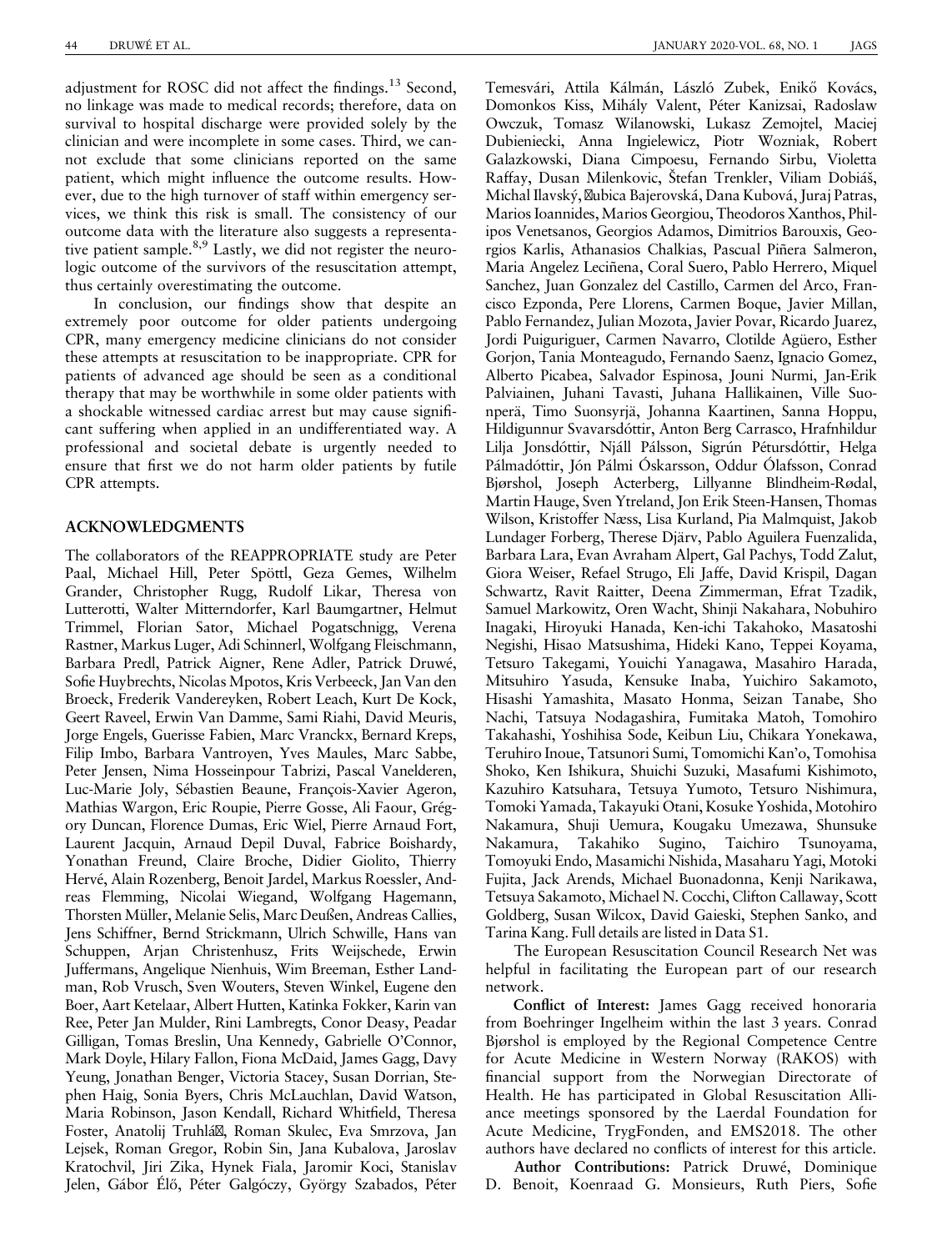adjustment for ROSC did not affect the findings.[13] Second, no linkage was made to medical records; therefore, data on survival to hospital discharge were provided solely by the clinician and were incomplete in some cases. Third, we cannot exclude that some clinicians reported on the same patient, which might influence the outcome results. However, due to the high turnover of staff within emergency services, we think this risk is small. The consistency of our outcome data with the literature also suggests a representative patient sample.[8,9] Lastly, we did not register the neurologic outcome of the survivors of the resuscitation attempt, thus certainly overestimating the outcome.

In conclusion, our findings show that despite an extremely poor outcome for older patients undergoing CPR, many emergency medicine clinicians do not consider these attempts at resuscitation to be inappropriate. CPR for patients of advanced age should be seen as a conditional therapy that may be worthwhile in some older patients with a shockable witnessed cardiac arrest but may cause significant suffering when applied in an undifferentiated way. A professional and societal debate is urgently needed to ensure that first we do not harm older patients by futile CPR attempts.

## ACKNOWLEDGMENTS

The collaborators of the REAPPROPRIATE study are Peter Paal, Michael Hill, Peter Spöttl, Geza Gemes, Wilhelm Grander, Christopher Rugg, Rudolf Likar, Theresa von Lutterotti, Walter Mitterndorfer, Karl Baumgartner, Helmut Trimmel, Florian Sator, Michael Pogatschnigg, Verena Rastner, Markus Luger, Adi Schinnerl, Wolfgang Fleischmann, Barbara Predl, Patrick Aigner, Rene Adler, Patrick Druwé, Sofie Huybrechts, Nicolas Mpotos, Kris Verbeeck, Jan Van den Broeck, Frederik Vandereyken, Robert Leach, Kurt De Kock, Geert Raveel, Erwin Van Damme, Sami Riahi, David Meuris, Jorge Engels, Guerisse Fabien, Marc Vranckx, Bernard Kreps, Filip Imbo, Barbara Vantroyen, Yves Maules, Marc Sabbe, Peter Jensen, Nima Hosseinpour Tabrizi, Pascal Vanelderen, Luc-Marie Joly, Sébastien Beaune, François-Xavier Ageron, Mathias Wargon, Eric Roupie, Pierre Gosse, Ali Faour, Grégory Duncan, Florence Dumas, Eric Wiel, Pierre Arnaud Fort, Laurent Jacquin, Arnaud Depil Duval, Fabrice Boishardy, Yonathan Freund, Claire Broche, Didier Giolito, Thierry Hervé, Alain Rozenberg, Benoit Jardel, Markus Roessler, Andreas Flemming, Nicolai Wiegand, Wolfgang Hagemann, Thorsten Müller, Melanie Selis, Marc Deußen, Andreas Callies, Jens Schiffner, Bernd Strickmann, Ulrich Schwille, Hans van Schuppen, Arjan Christenhusz, Frits Weijschede, Erwin Juffermans, Angelique Nienhuis, Wim Breeman, Esther Landman, Rob Vrusch, Sven Wouters, Steven Winkel, Eugene den Boer, Aart Ketelaar, Albert Hutten, Katinka Fokker, Karin van Ree, Peter Jan Mulder, Rini Lambregts, Conor Deasy, Peadar Gilligan, Tomas Breslin, Una Kennedy, Gabrielle O'Connor, Mark Doyle, Hilary Fallon, Fiona McDaid, James Gagg, Davy Yeung, Jonathan Benger, Victoria Stacey, Susan Dorrian, Stephen Haig, Sonia Byers, Chris McLauchlan, David Watson, Maria Robinson, Jason Kendall, Richard Whitfield, Theresa Foster, Anatolij Truhlá , Roman Skulec, Eva Smrzova, Jan Lejsek, Roman Gregor, Robin Sin, Jana Kubalova, Jaroslav Kratochvil, Jiri Zika, Hynek Fiala, Jaromir Koci, Stanislav Jelen, Gábor Élő, Péter Galgóczy, György Szabados, Péter Temesvári, Attila Kálmán, László Zubek, Enikő Kovács, Domonkos Kiss, Mihály Valent, Péter Kanizsai, Radoslaw Owczuk, Tomasz Wilanowski, Lukasz Zemojtel, Maciej Dubieniecki, Anna Ingielewicz, Piotr Wozniak, Robert Galazkowski, Diana Cimpoesu, Fernando Sirbu, Violetta Raffay, Dusan Milenkovic, Štefan Trenkler, Viliam Dobiáš, Michal Ilavský, ubica Bajerovská, Dana Kubová, Juraj Patras, Marios Ioannides, Marios Georgiou, Theodoros Xanthos, Philipos Venetsanos, Georgios Adamos, Dimitrios Barouxis, Georgios Karlis, Athanasios Chalkias, Pascual Piñera Salmeron, Maria Angelez Leciñena, Coral Suero, Pablo Herrero, Miquel Sanchez, Juan Gonzalez del Castillo, Carmen del Arco, Francisco Ezponda, Pere Llorens, Carmen Boque, Javier Millan, Pablo Fernandez, Julian Mozota, Javier Povar, Ricardo Juarez, Jordi Puiguriguer, Carmen Navarro, Clotilde Agüero, Esther Gorjon, Tania Monteagudo, Fernando Saenz, Ignacio Gomez, Alberto Picabea, Salvador Espinosa, Jouni Nurmi, Jan-Erik Palviainen, Juhani Tavasti, Juhana Hallikainen, Ville Suonperä, Timo Suonsyrjä, Johanna Kaartinen, Sanna Hoppu, Hildigunnur Svavarsdóttir, Anton Berg Carrasco, Hrafnhildur Lilja Jonsdóttir, Njáll Pálsson, Sigrún Pétursdóttir, Helga Pálmadóttir, Jón Pálmi Óskarsson, Oddur Ólafsson, Conrad Bjørshol, Joseph Acterberg, Lillyanne Blindheim-Rødal, Martin Hauge, Sven Ytreland, Jon Erik Steen-Hansen, Thomas Wilson, Kristoffer Næss, Lisa Kurland, Pia Malmquist, Jakob Lundager Forberg, Therese Djärv, Pablo Aguilera Fuenzalida, Barbara Lara, Evan Avraham Alpert, Gal Pachys, Todd Zalut, Giora Weiser, Refael Strugo, Eli Jaffe, David Krispil, Dagan Schwartz, Ravit Raitter, Deena Zimmerman, Efrat Tzadik, Samuel Markowitz, Oren Wacht, Shinji Nakahara, Nobuhiro Inagaki, Hiroyuki Hanada, Ken-ichi Takahoko, Masatoshi Negishi, Hisao Matsushima, Hideki Kano, Teppei Koyama, Tetsuro Takegami, Youichi Yanagawa, Masahiro Harada, Mitsuhiro Yasuda, Kensuke Inaba, Yuichiro Sakamoto, Hisashi Yamashita, Masato Honma, Seizan Tanabe, Sho Nachi, Tatsuya Nodagashira, Fumitaka Matoh, Tomohiro Takahashi, Yoshihisa Sode, Keibun Liu, Chikara Yonekawa, Teruhiro Inoue, Tatsunori Sumi, Tomomichi Kan'o, Tomohisa Shoko, Ken Ishikura, Shuichi Suzuki, Masafumi Kishimoto, Kazuhiro Katsuhara, Tetsuya Yumoto, Tetsuro Nishimura, Tomoki Yamada, Takayuki Otani, Kosuke Yoshida, Motohiro Nakamura, Shuji Uemura, Kougaku Umezawa, Shunsuke Nakamura, Takahiko Sugino, Taichiro Tsunoyama, Tomoyuki Endo, Masamichi Nishida, Masaharu Yagi, Motoki Fujita, Jack Arends, Michael Buonadonna, Kenji Narikawa, Tetsuya Sakamoto, Michael N. Cocchi, Clifton Callaway, Scott Goldberg, Susan Wilcox, David Gaieski, Stephen Sanko, and Tarina Kang. Full details are listed in Data S1.

The European Resuscitation Council Research Net was helpful in facilitating the European part of our research network.

**Conflict of Interest:** James Gagg received honoraria from Boehringer Ingelheim within the last 3 years. Conrad Bjørshol is employed by the Regional Competence Centre for Acute Medicine in Western Norway (RAKOS) with financial support from the Norwegian Directorate of Health. He has participated in Global Resuscitation Alliance meetings sponsored by the Laerdal Foundation for Acute Medicine, TrygFonden, and EMS2018. The other authors have declared no conflicts of interest for this article.

**Author Contributions:** Patrick Druwé, Dominique D. Benoit, Koenraad G. Monsieurs, Ruth Piers, Sofie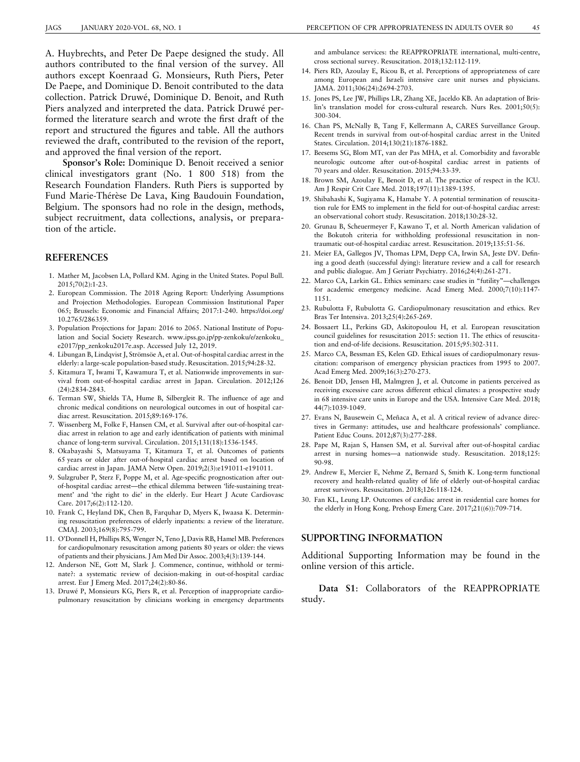A. Huybrechts, and Peter De Paepe designed the study. All authors contributed to the final version of the survey. All authors except Koenraad G. Monsieurs, Ruth Piers, Peter De Paepe, and Dominique D. Benoit contributed to the data collection. Patrick Druwé, Dominique D. Benoit, and Ruth Piers analyzed and interpreted the data. Patrick Druwé performed the literature search and wrote the first draft of the report and structured the figures and table. All the authors reviewed the draft, contributed to the revision of the report, and approved the final version of the report.

**Sponsor's Role:** Dominique D. Benoit received a senior clinical investigators grant (No. 1 800 518) from the Research Foundation Flanders. Ruth Piers is supported by Fund Marie-Thérèse De Lava, King Baudouin Foundation, Belgium. The sponsors had no role in the design, methods, subject recruitment, data collections, analysis, or preparation of the article.

## REFERENCES

1. Mather M, Jacobsen LA, Pollard KM. Aging in the United States. Popul Bull. 2015;70(2):1-23.
2. European Commission. The 2018 Ageing Report: Underlying Assumptions and Projection Methodologies. European Commission Institutional Paper 065; Brussels: Economic and Financial Affairs; 2017:1-240. https://doi.org/10.2765/286359.
3. Population Projections for Japan: 2016 to 2065. National Institute of Population and Social Society Research. www.ipss.go.jp/pp-zenkoku/e/zenkoku_e2017/pp_zenkoku2017e.asp. Accessed July 12, 2019.
4. Libungan B, Lindqvist J, Strömsöe A, et al. Out-of-hospital cardiac arrest in the elderly: a large-scale population-based study. Resuscitation. 2015;94:28-32.
5. Kitamura T, Iwami T, Kawamura T, et al. Nationwide improvements in survival from out-of-hospital cardiac arrest in Japan. Circulation. 2012;126(24):2834-2843.
6. Terman SW, Shields TA, Hume B, Silbergleit R. The influence of age and chronic medical conditions on neurological outcomes in out of hospital cardiac arrest. Resuscitation. 2015;89:169-176.
7. Wissenberg M, Folke F, Hansen CM, et al. Survival after out-of-hospital cardiac arrest in relation to age and early identification of patients with minimal chance of long-term survival. Circulation. 2015;131(18):1536-1545.
8. Okabayashi S, Matsuyama T, Kitamura T, et al. Outcomes of patients 65 years or older after out-of-hospital cardiac arrest based on location of cardiac arrest in Japan. JAMA Netw Open. 2019;2(3):e191011-e191011.
9. Sulzgruber P, Sterz F, Poppe M, et al. Age-specific prognostication after out-of-hospital cardiac arrest—the ethical dilemma between 'life-sustaining treatment' and 'the right to die' in the elderly. Eur Heart J Acute Cardiovasc Care. 2017;6(2):112-120.
10. Frank C, Heyland DK, Chen B, Farquhar D, Myers K, Iwaasa K. Determining resuscitation preferences of elderly inpatients: a review of the literature. CMAJ. 2003;169(8):795-799.
11. O'Donnell H, Phillips RS, Wenger N, Teno J, Davis RB, Hamel MB. Preferences for cardiopulmonary resuscitation among patients 80 years or older: the views of patients and their physicians. J Am Med Dir Assoc. 2003;4(3):139-144.
12. Anderson NE, Gott M, Slark J. Commence, continue, withhold or terminate?: a systematic review of decision-making in out-of-hospital cardiac arrest. Eur J Emerg Med. 2017;24(2):80-86.
13. Druwé P, Monsieurs KG, Piers R, et al. Perception of inappropriate cardiopulmonary resuscitation by clinicians working in emergency departments and ambulance services: the REAPPROPRIATE international, multi-centre, cross sectional survey. Resuscitation. 2018;132:112-119.
14. Piers RD, Azoulay E, Ricou B, et al. Perceptions of appropriateness of care among European and Israeli intensive care unit nurses and physicians. JAMA. 2011;306(24):2694-2703.
15. Jones PS, Lee JW, Phillips LR, Zhang XE, Jaceldo KB. An adaptation of Brislin's translation model for cross-cultural research. Nurs Res. 2001;50(5):300-304.
16. Chan PS, McNally B, Tang F, Kellermann A, CARES Surveillance Group. Recent trends in survival from out-of-hospital cardiac arrest in the United States. Circulation. 2014;130(21):1876-1882.
17. Beesems SG, Blom MT, van der Pas MHA, et al. Comorbidity and favorable neurologic outcome after out-of-hospital cardiac arrest in patients of 70 years and older. Resuscitation. 2015;94:33-39.
18. Brown SM, Azoulay E, Benoit D, et al. The practice of respect in the ICU. Am J Respir Crit Care Med. 2018;197(11):1389-1395.
19. Shibahashi K, Sugiyama K, Hamabe Y. A potential termination of resuscitation rule for EMS to implement in the field for out-of-hospital cardiac arrest: an observational cohort study. Resuscitation. 2018;130:28-32.
20. Grunau B, Scheuermeyer F, Kawano T, et al. North American validation of the Bokutoh criteria for withholding professional resuscitation in non-traumatic out-of-hospital cardiac arrest. Resuscitation. 2019;135:51-56.
21. Meier EA, Gallegos JV, Thomas LPM, Depp CA, Irwin SA, Jeste DV. Defining a good death (successful dying): literature review and a call for research and public dialogue. Am J Geriatr Psychiatry. 2016;24(4):261-271.
22. Marco CA, Larkin GL. Ethics seminars: case studies in "futility"—challenges for academic emergency medicine. Acad Emerg Med. 2000;7(10):1147-1151.
23. Rubulotta F, Rubulotta G. Cardiopulmonary resuscitation and ethics. Rev Bras Ter Intensiva. 2013;25(4):265-269.
24. Bossaert LL, Perkins GD, Askitopoulou H, et al. European resuscitation council guidelines for resuscitation 2015: section 11. The ethics of resuscitation and end-of-life decisions. Resuscitation. 2015;95:302-311.
25. Marco CA, Bessman ES, Kelen GD. Ethical issues of cardiopulmonary resuscitation: comparison of emergency physician practices from 1995 to 2007. Acad Emerg Med. 2009;16(3):270-273.
26. Benoit DD, Jensen HI, Malmgren J, et al. Outcome in patients perceived as receiving excessive care across different ethical climates: a prospective study in 68 intensive care units in Europe and the USA. Intensive Care Med. 2018;44(7):1039-1049.
27. Evans N, Bausewein C, Meñaca A, et al. A critical review of advance directives in Germany: attitudes, use and healthcare professionals' compliance. Patient Educ Couns. 2012;87(3):277-288.
28. Pape M, Rajan S, Hansen SM, et al. Survival after out-of-hospital cardiac arrest in nursing homes—a nationwide study. Resuscitation. 2018;125:90-98.
29. Andrew E, Mercier E, Nehme Z, Bernard S, Smith K. Long-term functional recovery and health-related quality of life of elderly out-of-hospital cardiac arrest survivors. Resuscitation. 2018;126:118-124.
30. Fan KL, Leung LP. Outcomes of cardiac arrest in residential care homes for the elderly in Hong Kong. Prehosp Emerg Care. 2017;21((6)):709-714.

## SUPPORTING INFORMATION

Additional Supporting Information may be found in the online version of this article.

**Data S1**: Collaborators of the REAPPROPRIATE study.